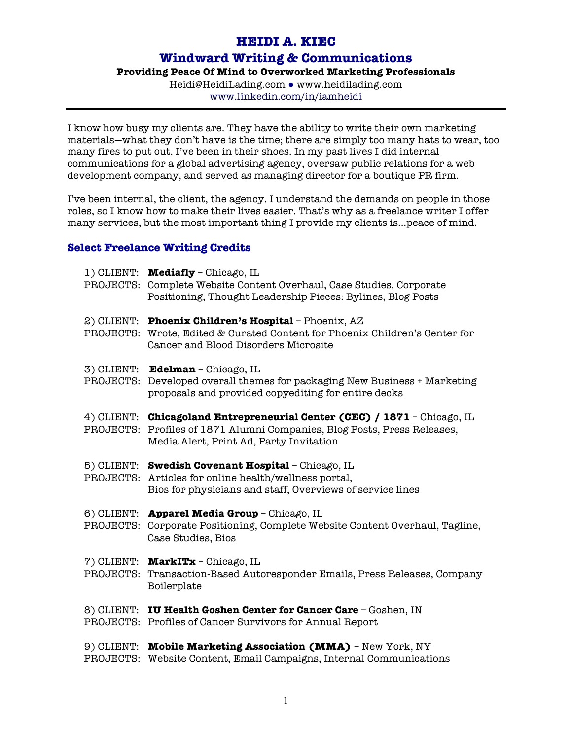# HEIDI A. KIEC

## Windward Writing & Communications

**Providing Peace Of Mind to Overworked Marketing Professionals**

Heidi@HeidiLading.com ● www.heidilading.com
www.linkedin.com/in/iamheidi

---

I know how busy my clients are. They have the ability to write their own marketing materials—what they don't have is the time; there are simply too many hats to wear, too many fires to put out. I've been in their shoes. In my past lives I did internal communications for a global advertising agency, oversaw public relations for a web development company, and served as managing director for a boutique PR firm.

I've been internal, the client, the agency. I understand the demands on people in those roles, so I know how to make their lives easier. That's why as a freelance writer I offer many services, but the most important thing I provide my clients is...peace of mind.

### Select Freelance Writing Credits

1) CLIENT: **Mediafly** – Chicago, IL
PROJECTS: Complete Website Content Overhaul, Case Studies, Corporate Positioning, Thought Leadership Pieces: Bylines, Blog Posts

2) CLIENT: **Phoenix Children's Hospital** – Phoenix, AZ
PROJECTS: Wrote, Edited & Curated Content for Phoenix Children's Center for Cancer and Blood Disorders Microsite

3) CLIENT: **Edelman** – Chicago, IL
PROJECTS: Developed overall themes for packaging New Business + Marketing proposals and provided copyediting for entire decks

4) CLIENT: **Chicagoland Entrepreneurial Center (CEC) / 1871** – Chicago, IL
PROJECTS: Profiles of 1871 Alumni Companies, Blog Posts, Press Releases, Media Alert, Print Ad, Party Invitation

5) CLIENT: **Swedish Covenant Hospital** – Chicago, IL
PROJECTS: Articles for online health/wellness portal, Bios for physicians and staff, Overviews of service lines

6) CLIENT: **Apparel Media Group** – Chicago, IL
PROJECTS: Corporate Positioning, Complete Website Content Overhaul, Tagline, Case Studies, Bios

7) CLIENT: **MarkITx** – Chicago, IL
PROJECTS: Transaction-Based Autoresponder Emails, Press Releases, Company Boilerplate

8) CLIENT: **IU Health Goshen Center for Cancer Care** – Goshen, IN
PROJECTS: Profiles of Cancer Survivors for Annual Report

9) CLIENT: **Mobile Marketing Association (MMA)** – New York, NY
PROJECTS: Website Content, Email Campaigns, Internal Communications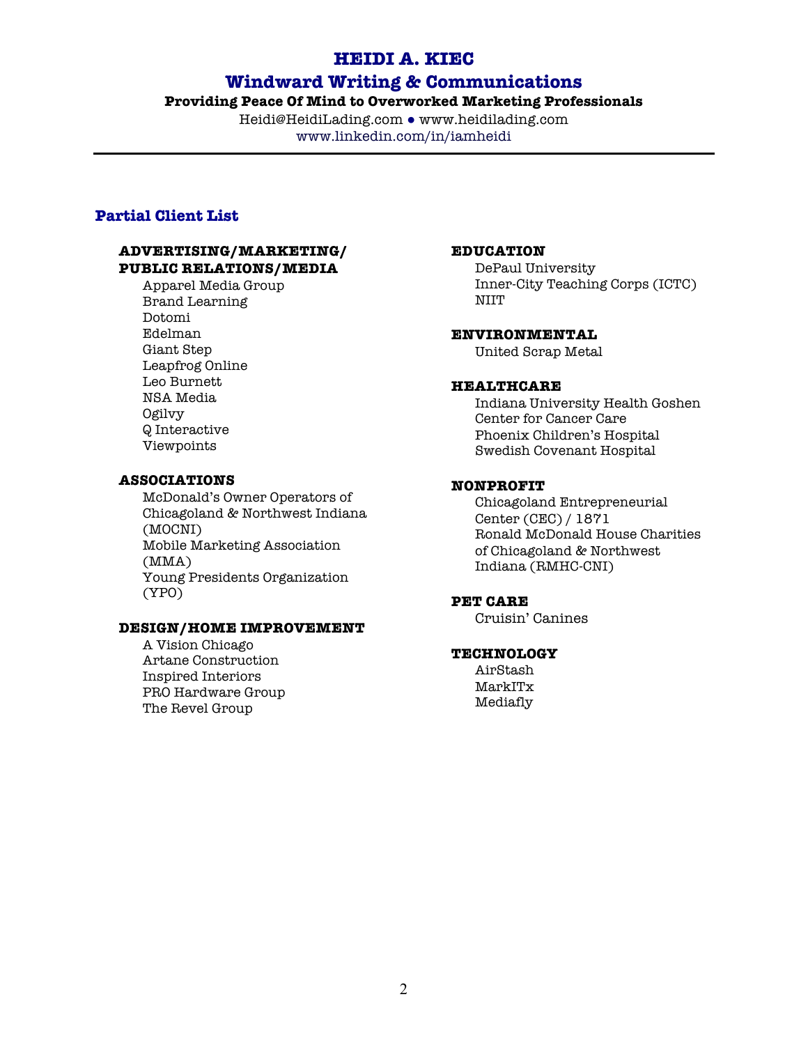# HEIDI A. KIEC

## Windward Writing & Communications

**Providing Peace Of Mind to Overworked Marketing Professionals**

Heidi@HeidiLading.com ● www.heidilading.com
www.linkedin.com/in/iamheidi

---

## Partial Client List

### ADVERTISING/MARKETING/ PUBLIC RELATIONS/MEDIA

Apparel Media Group
Brand Learning
Dotomi
Edelman
Giant Step
Leapfrog Online
Leo Burnett
NSA Media
Ogilvy
Q Interactive
Viewpoints

### ASSOCIATIONS

McDonald's Owner Operators of Chicagoland & Northwest Indiana (MOCNI)
Mobile Marketing Association (MMA)
Young Presidents Organization (YPO)

### DESIGN/HOME IMPROVEMENT

A Vision Chicago
Artane Construction
Inspired Interiors
PRO Hardware Group
The Revel Group

### EDUCATION

DePaul University
Inner-City Teaching Corps (ICTC)
NIIT

### ENVIRONMENTAL

United Scrap Metal

### HEALTHCARE

Indiana University Health Goshen Center for Cancer Care
Phoenix Children's Hospital
Swedish Covenant Hospital

### NONPROFIT

Chicagoland Entrepreneurial Center (CEC) / 1871
Ronald McDonald House Charities of Chicagoland & Northwest Indiana (RMHC-CNI)

### PET CARE

Cruisin' Canines

### TECHNOLOGY

AirStash
MarkITx
Mediafly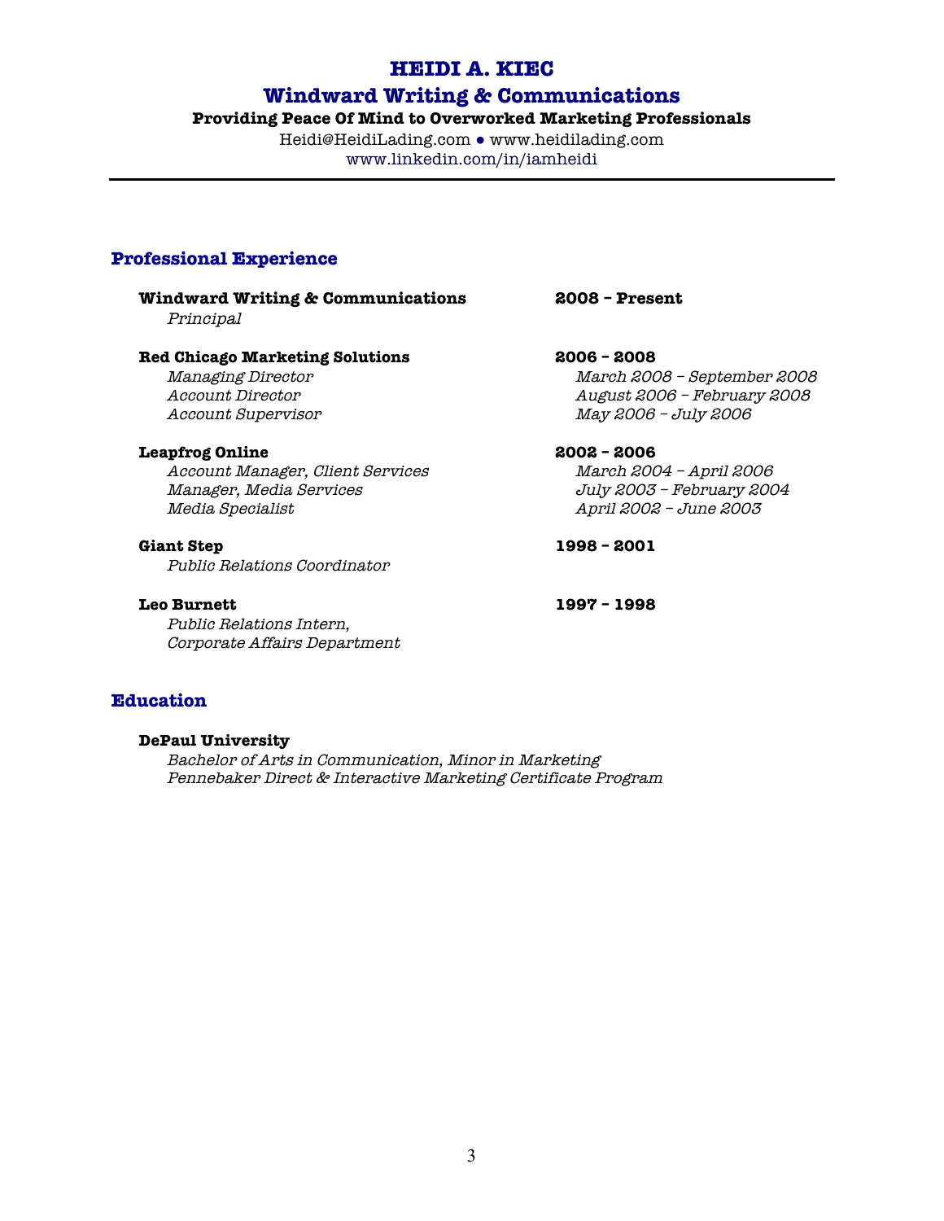# HEIDI A. KIEC

## Windward Writing & Communications

**Providing Peace Of Mind to Overworked Marketing Professionals**

Heidi@HeidiLading.com ● www.heidilading.com
www.linkedin.com/in/iamheidi

---

## Professional Experience

**Windward Writing & Communications** — **2008 – Present**
*Principal*

**Red Chicago Marketing Solutions** — **2006 – 2008**
*Managing Director* — *March 2008 – September 2008*
*Account Director* — *August 2006 – February 2008*
*Account Supervisor* — *May 2006 – July 2006*

**Leapfrog Online** — **2002 – 2006**
*Account Manager, Client Services* — *March 2004 – April 2006*
*Manager, Media Services* — *July 2003 – February 2004*
*Media Specialist* — *April 2002 – June 2003*

**Giant Step** — **1998 – 2001**
*Public Relations Coordinator*

**Leo Burnett** — **1997 – 1998**
*Public Relations Intern,*
*Corporate Affairs Department*

## Education

**DePaul University**
*Bachelor of Arts in Communication, Minor in Marketing*
*Pennebaker Direct & Interactive Marketing Certificate Program*